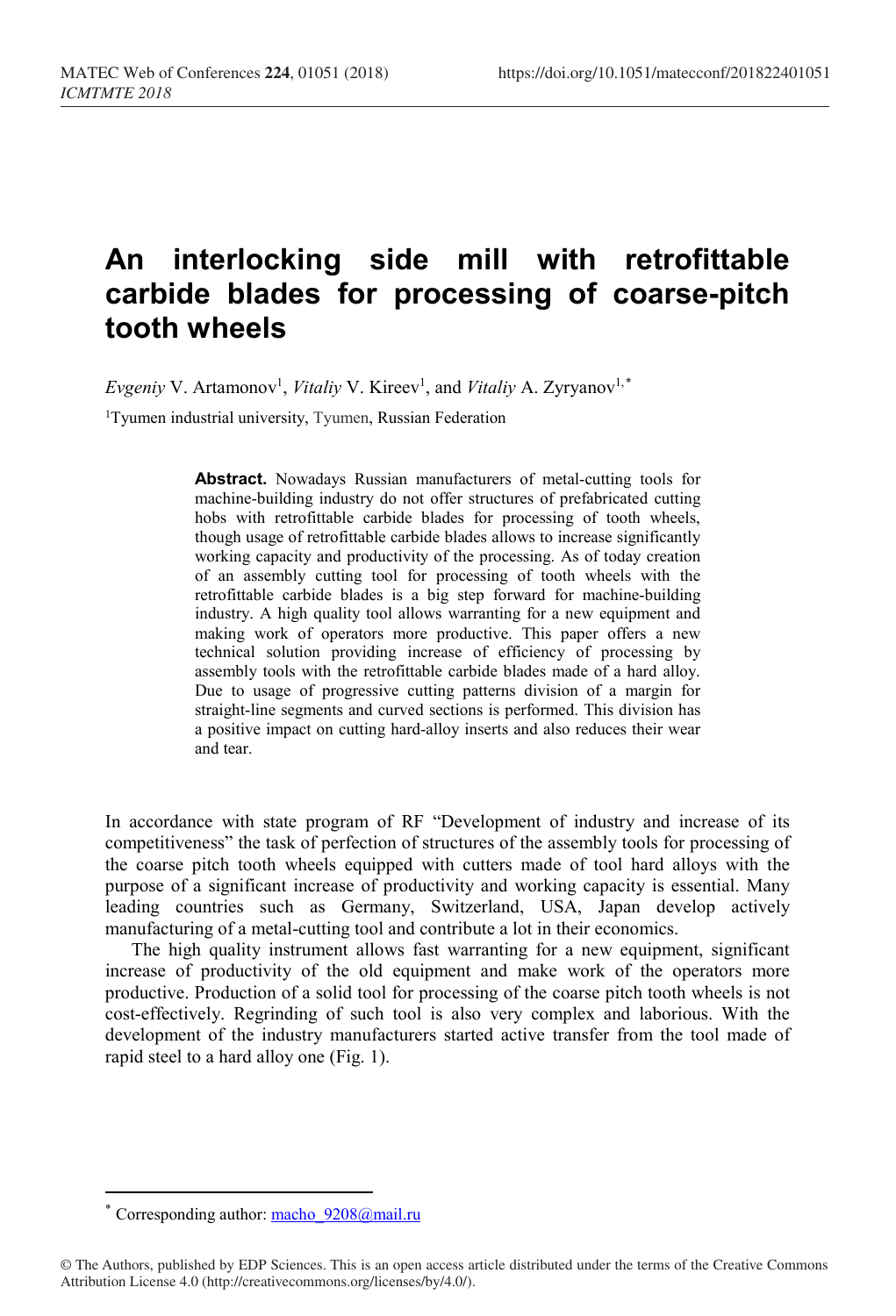# An interlocking side mill with retrofittable carbide blades for processing of coarse-pitch tooth wheels

*Evgeniy* V. Artamonov[1], *Vitaliy* V. Kireev[1], and *Vitaliy* A. Zyryanov[1,*]

[1]Tyumen industrial university, Tyumen, Russian Federation

**Abstract.** Nowadays Russian manufacturers of metal-cutting tools for machine-building industry do not offer structures of prefabricated cutting hobs with retrofittable carbide blades for processing of tooth wheels, though usage of retrofittable carbide blades allows to increase significantly working capacity and productivity of the processing. As of today creation of an assembly cutting tool for processing of tooth wheels with the retrofittable carbide blades is a big step forward for machine-building industry. A high quality tool allows warranting for a new equipment and making work of operators more productive. This paper offers a new technical solution providing increase of efficiency of processing by assembly tools with the retrofittable carbide blades made of a hard alloy. Due to usage of progressive cutting patterns division of a margin for straight-line segments and curved sections is performed. This division has a positive impact on cutting hard-alloy inserts and also reduces their wear and tear.

In accordance with state program of RF "Development of industry and increase of its competitiveness" the task of perfection of structures of the assembly tools for processing of the coarse pitch tooth wheels equipped with cutters made of tool hard alloys with the purpose of a significant increase of productivity and working capacity is essential. Many leading countries such as Germany, Switzerland, USA, Japan develop actively manufacturing of a metal-cutting tool and contribute a lot in their economics.

The high quality instrument allows fast warranting for a new equipment, significant increase of productivity of the old equipment and make work of the operators more productive. Production of a solid tool for processing of the coarse pitch tooth wheels is not cost-effectively. Regrinding of such tool is also very complex and laborious. With the development of the industry manufacturers started active transfer from the tool made of rapid steel to a hard alloy one (Fig. 1).

---

[*] Corresponding author: macho_9208@mail.ru

© The Authors, published by EDP Sciences. This is an open access article distributed under the terms of the Creative Commons Attribution License 4.0 (http://creativecommons.org/licenses/by/4.0/).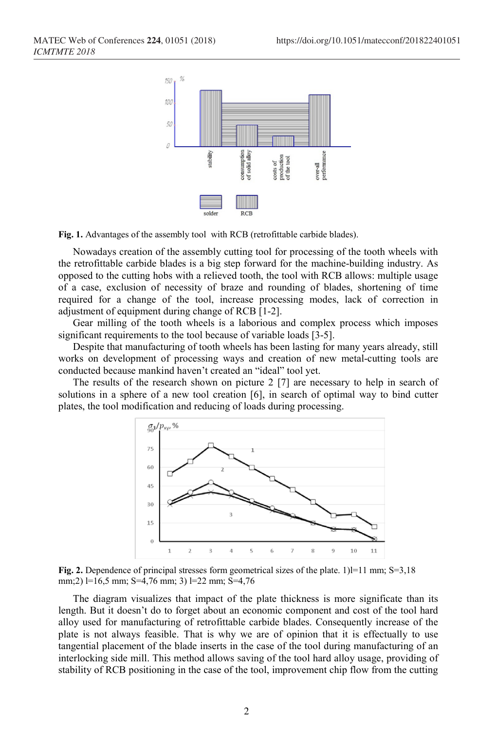Fig. 1. Advantages of the assembly tool with RCB (retrofittable carbide blades).

Nowadays creation of the assembly cutting tool for processing of the tooth wheels with the retrofittable carbide blades is a big step forward for the machine-building industry. As opposed to the cutting hobs with a relieved tooth, the tool with RCB allows: multiple usage of a case, exclusion of necessity of braze and rounding of blades, shortening of time required for a change of the tool, increase processing modes, lack of correction in adjustment of equipment during change of RCB [1-2].

Gear milling of the tooth wheels is a laborious and complex process which imposes significant requirements to the tool because of variable loads [3-5].

Despite that manufacturing of tooth wheels has been lasting for many years already, still works on development of processing ways and creation of new metal-cutting tools are conducted because mankind haven't created an "ideal" tool yet.

The results of the research shown on picture 2 [7] are necessary to help in search of solutions in a sphere of a new tool creation [6], in search of optimal way to bind cutter plates, the tool modification and reducing of loads during processing.

Fig. 2. Dependence of principal stresses form geometrical sizes of the plate. 1) l=11 mm; S=3,18 mm; 2) l=16,5 mm; S=4,76 mm; 3) l=22 mm; S=4,76

The diagram visualizes that impact of the plate thickness is more significate than its length. But it doesn't do to forget about an economic component and cost of the tool hard alloy used for manufacturing of retrofittable carbide blades. Consequently increase of the plate is not always feasible. That is why we are of opinion that it is effectually to use tangential placement of the blade inserts in the case of the tool during manufacturing of an interlocking side mill. This method allows saving of the tool hard alloy usage, providing of stability of RCB positioning in the case of the tool, improvement chip flow from the cutting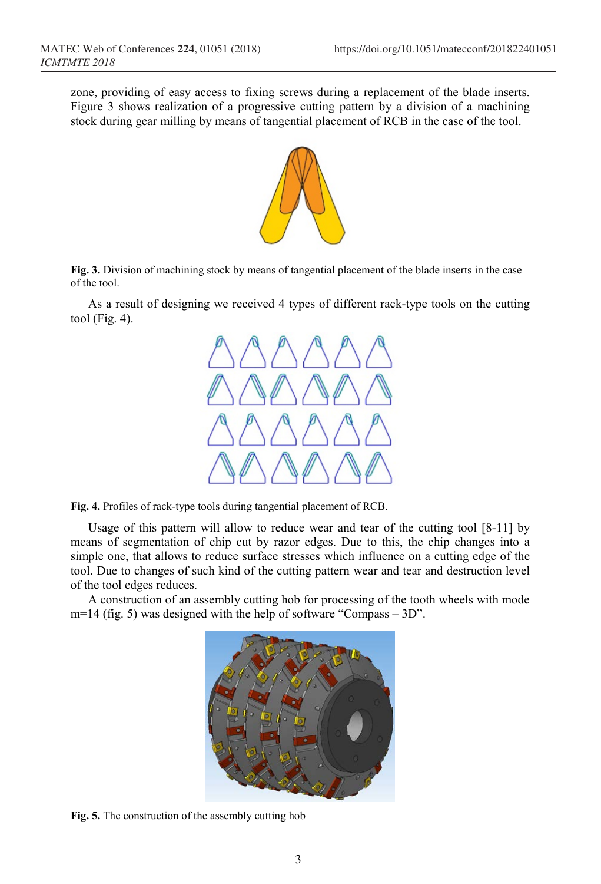zone, providing of easy access to fixing screws during a replacement of the blade inserts. Figure 3 shows realization of a progressive cutting pattern by a division of a machining stock during gear milling by means of tangential placement of RCB in the case of the tool.

**Fig. 3.** Division of machining stock by means of tangential placement of the blade inserts in the case of the tool.

As a result of designing we received 4 types of different rack-type tools on the cutting tool (Fig. 4).

**Fig. 4.** Profiles of rack-type tools during tangential placement of RCB.

Usage of this pattern will allow to reduce wear and tear of the cutting tool [8-11] by means of segmentation of chip cut by razor edges. Due to this, the chip changes into a simple one, that allows to reduce surface stresses which influence on a cutting edge of the tool. Due to changes of such kind of the cutting pattern wear and tear and destruction level of the tool edges reduces.

A construction of an assembly cutting hob for processing of the tooth wheels with mode m=14 (fig. 5) was designed with the help of software "Compass – 3D".

**Fig. 5.** The construction of the assembly cutting hob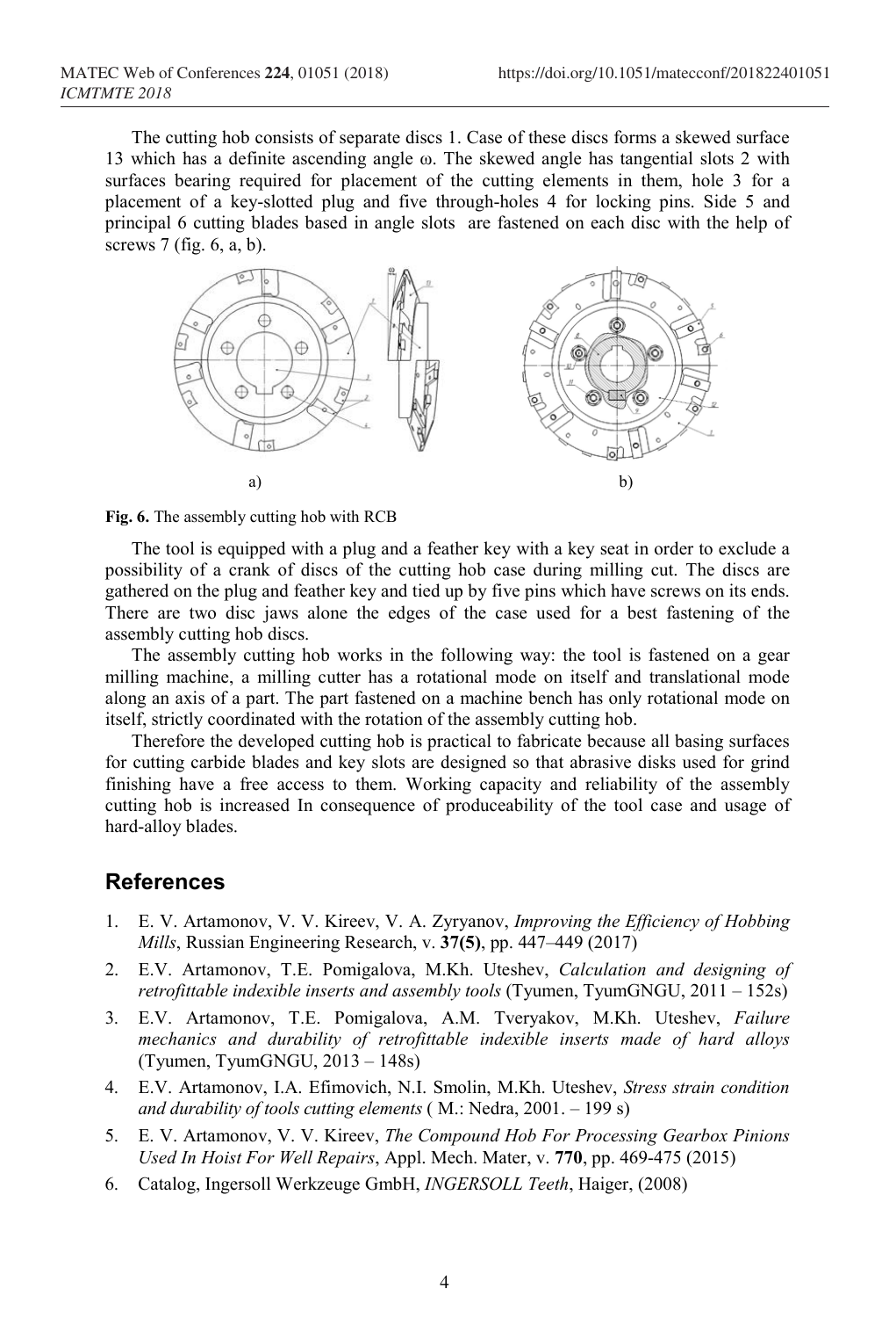The cutting hob consists of separate discs 1. Case of these discs forms a skewed surface 13 which has a definite ascending angle ω. The skewed angle has tangential slots 2 with surfaces bearing required for placement of the cutting elements in them, hole 3 for a placement of a key-slotted plug and five through-holes 4 for locking pins. Side 5 and principal 6 cutting blades based in angle slots are fastened on each disc with the help of screws 7 (fig. 6, a, b).

a) b)

**Fig. 6.** The assembly cutting hob with RCB

The tool is equipped with a plug and a feather key with a key seat in order to exclude a possibility of a crank of discs of the cutting hob case during milling cut. The discs are gathered on the plug and feather key and tied up by five pins which have screws on its ends. There are two disc jaws alone the edges of the case used for a best fastening of the assembly cutting hob discs.

The assembly cutting hob works in the following way: the tool is fastened on a gear milling machine, a milling cutter has a rotational mode on itself and translational mode along an axis of a part. The part fastened on a machine bench has only rotational mode on itself, strictly coordinated with the rotation of the assembly cutting hob.

Therefore the developed cutting hob is practical to fabricate because all basing surfaces for cutting carbide blades and key slots are designed so that abrasive disks used for grind finishing have a free access to them. Working capacity and reliability of the assembly cutting hob is increased In consequence of produceability of the tool case and usage of hard-alloy blades.

## References

1. E. V. Artamonov, V. V. Kireev, V. A. Zyryanov, *Improving the Efficiency of Hobbing Mills*, Russian Engineering Research, v. **37(5)**, pp. 447–449 (2017)
2. E.V. Artamonov, T.E. Pomigalova, M.Kh. Uteshev, *Calculation and designing of retrofittable indexible inserts and assembly tools* (Tyumen, TyumGNGU, 2011 – 152s)
3. E.V. Artamonov, T.E. Pomigalova, A.M. Tveryakov, M.Kh. Uteshev, *Failure mechanics and durability of retrofittable indexible inserts made of hard alloys* (Tyumen, TyumGNGU, 2013 – 148s)
4. E.V. Artamonov, I.A. Efimovich, N.I. Smolin, M.Kh. Uteshev, *Stress strain condition and durability of tools cutting elements* ( M.: Nedra, 2001. – 199 s)
5. E. V. Artamonov, V. V. Kireev, *The Compound Hob For Processing Gearbox Pinions Used In Hoist For Well Repairs*, Appl. Mech. Mater, v. **770**, pp. 469-475 (2015)
6. Catalog, Ingersoll Werkzeuge GmbH, *INGERSOLL Teeth*, Haiger, (2008)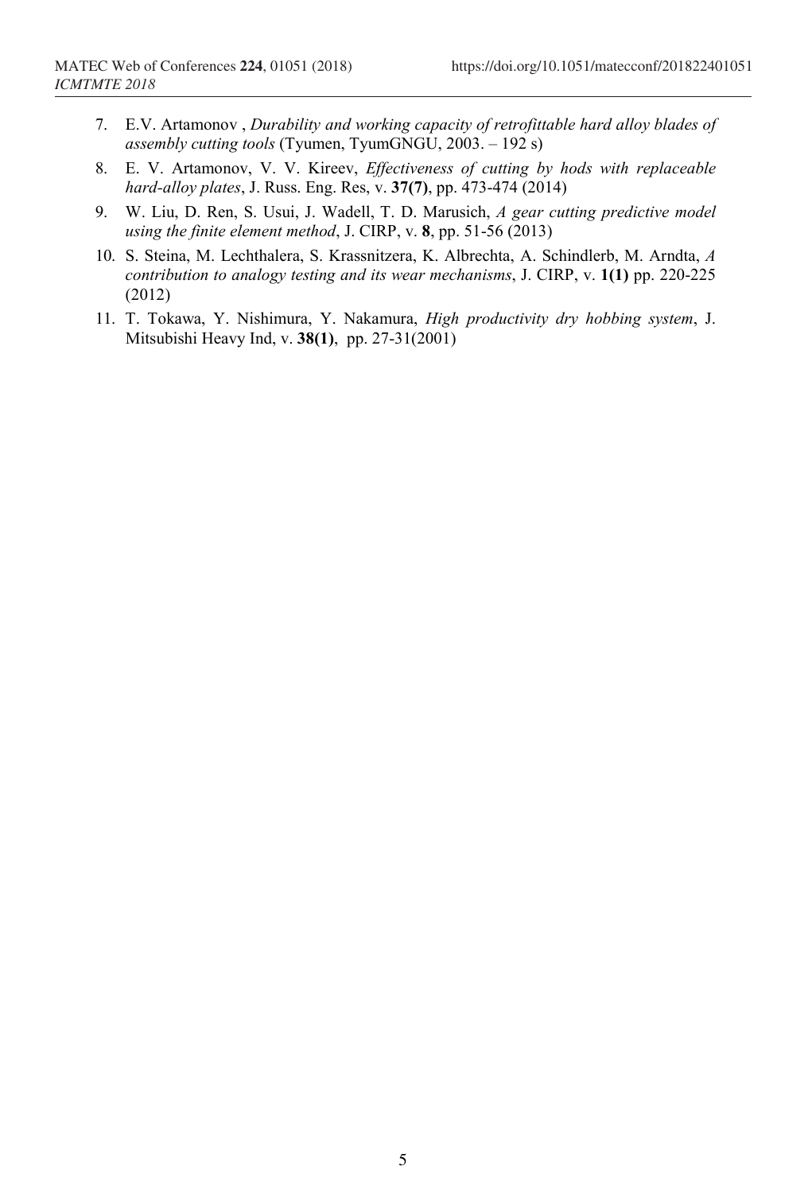7. E.V. Artamonov , *Durability and working capacity of retrofittable hard alloy blades of assembly cutting tools* (Tyumen, TyumGNGU, 2003. – 192 s)
8. E. V. Artamonov, V. V. Kireev, *Effectiveness of cutting by hods with replaceable hard-alloy plates*, J. Russ. Eng. Res, v. **37(7)**, pp. 473-474 (2014)
9. W. Liu, D. Ren, S. Usui, J. Wadell, T. D. Marusich, *A gear cutting predictive model using the finite element method*, J. CIRP, v. **8**, pp. 51-56 (2013)
10. S. Steina, M. Lechthalera, S. Krassnitzera, K. Albrechta, A. Schindlerb, M. Arndta, *A contribution to analogy testing and its wear mechanisms*, J. CIRP, v. **1(1)** pp. 220-225 (2012)
11. T. Tokawa, Y. Nishimura, Y. Nakamura, *High productivity dry hobbing system*, J. Mitsubishi Heavy Ind, v. **38(1)**, pp. 27-31(2001)